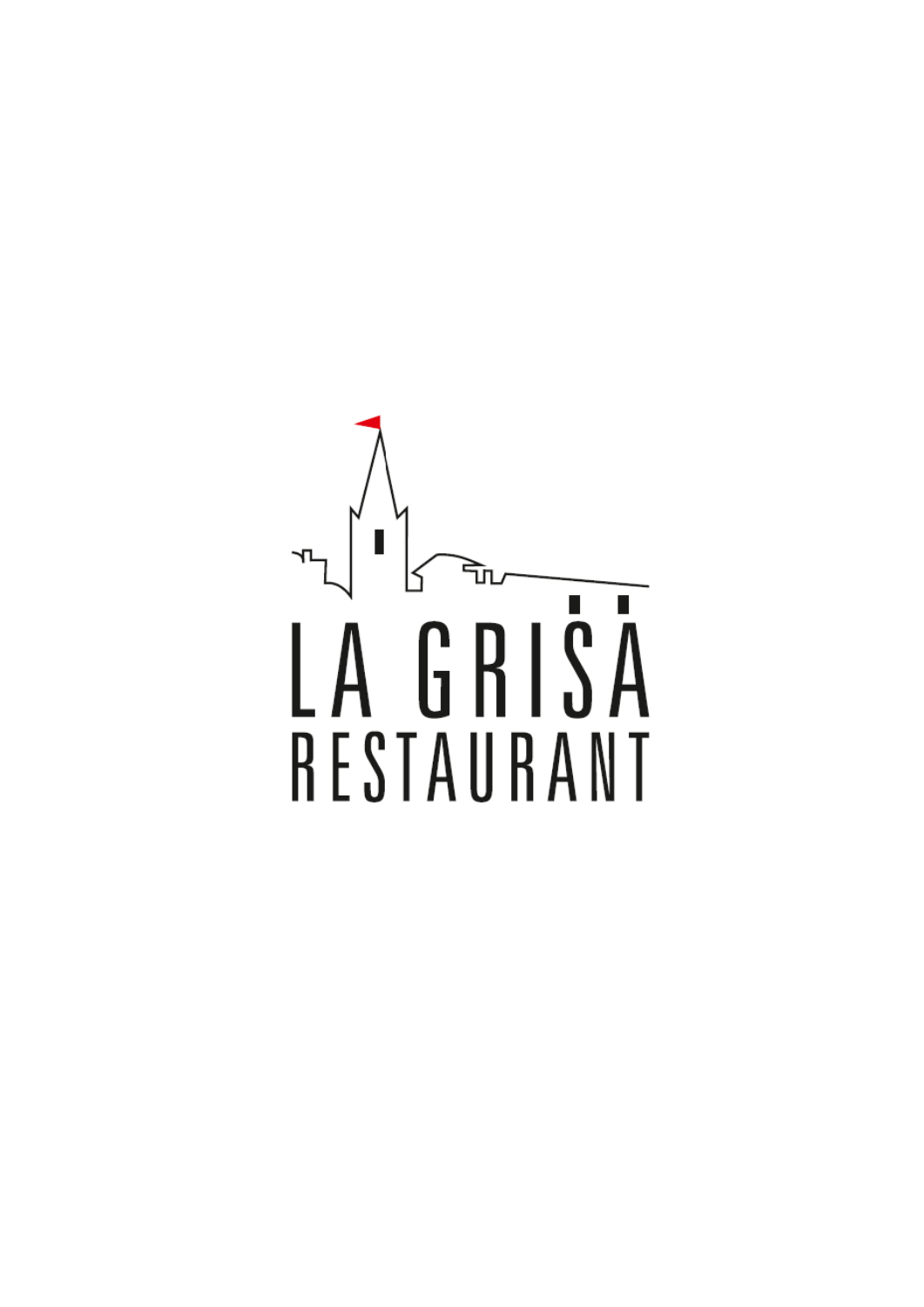# LA GRIȘA
## RESTAURANT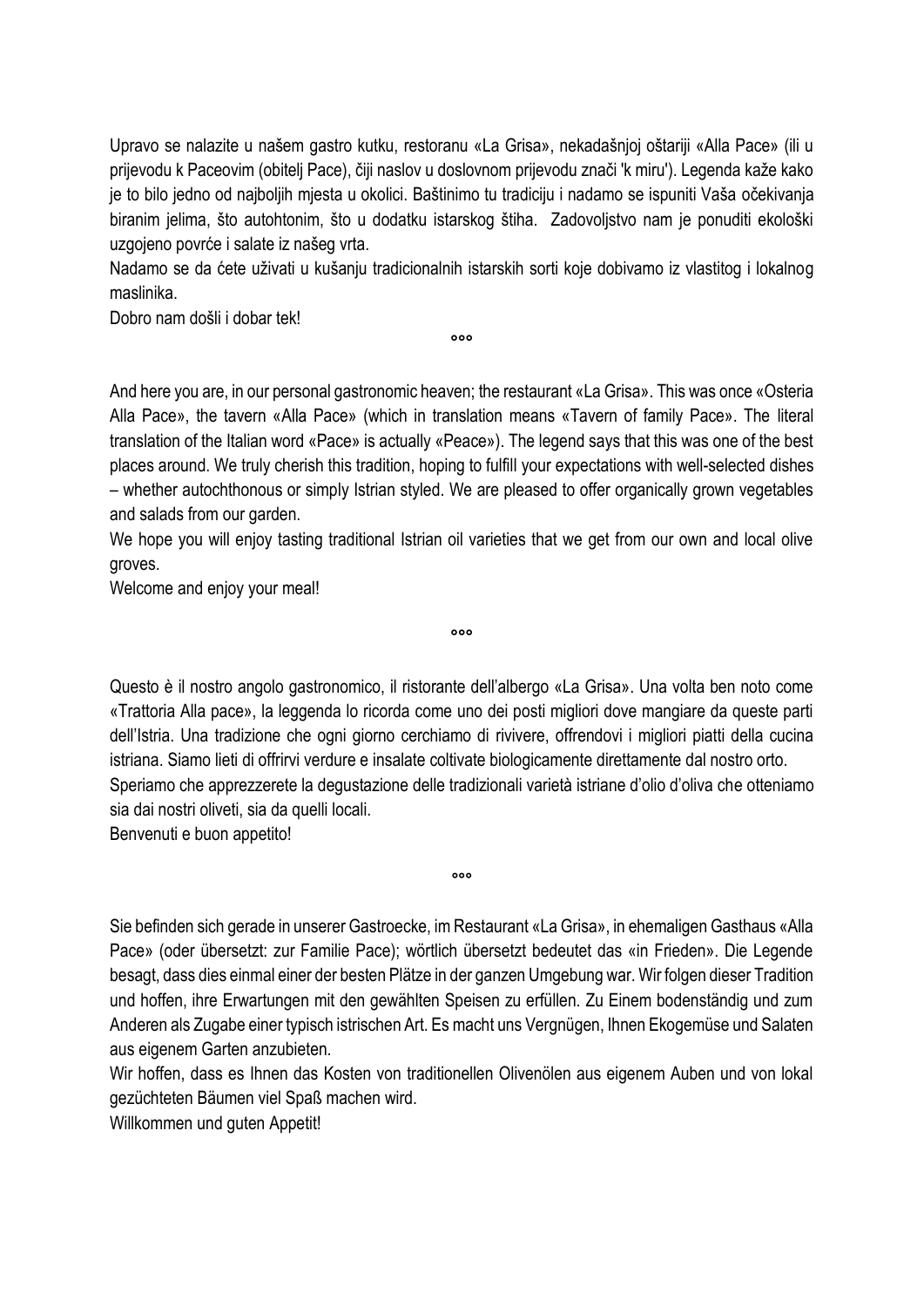Upravo se nalazite u našem gastro kutku, restoranu «La Grisa», nekadašnjoj oštariji «Alla Pace» (ili u prijevodu k Paceovim (obitelj Pace), čiji naslov u doslovnom prijevodu znači 'k miru'). Legenda kaže kako je to bilo jedno od najboljih mjesta u okolici. Baštinimo tu tradiciju i nadamo se ispuniti Vaša očekivanja biranim jelima, što autohtonim, što u dodatku istarskog štiha. Zadovoljstvo nam je ponuditi ekološki uzgojeno povrće i salate iz našeg vrta.

Nadamo se da ćete uživati u kušanju tradicionalnih istarskih sorti koje dobivamo iz vlastitog i lokalnog maslinika.

Dobro nam došli i dobar tek!

°°°

And here you are, in our personal gastronomic heaven; the restaurant «La Grisa». This was once «Osteria Alla Pace», the tavern «Alla Pace» (which in translation means «Tavern of family Pace». The literal translation of the Italian word «Pace» is actually «Peace»). The legend says that this was one of the best places around. We truly cherish this tradition, hoping to fulfill your expectations with well-selected dishes – whether autochthonous or simply Istrian styled. We are pleased to offer organically grown vegetables and salads from our garden.

We hope you will enjoy tasting traditional Istrian oil varieties that we get from our own and local olive groves.

Welcome and enjoy your meal!

°°°

Questo è il nostro angolo gastronomico, il ristorante dell'albergo «La Grisa». Una volta ben noto come «Trattoria Alla pace», la leggenda lo ricorda come uno dei posti migliori dove mangiare da queste parti dell'Istria. Una tradizione che ogni giorno cerchiamo di rivivere, offrendovi i migliori piatti della cucina istriana. Siamo lieti di offrirvi verdure e insalate coltivate biologicamente direttamente dal nostro orto.

Speriamo che apprezzerete la degustazione delle tradizionali varietà istriane d'olio d'oliva che otteniamo sia dai nostri oliveti, sia da quelli locali.

Benvenuti e buon appetito!

°°°

Sie befinden sich gerade in unserer Gastroecke, im Restaurant «La Grisa», in ehemaligen Gasthaus «Alla Pace» (oder übersetzt: zur Familie Pace); wörtlich übersetzt bedeutet das «in Frieden». Die Legende besagt, dass dies einmal einer der besten Plätze in der ganzen Umgebung war. Wir folgen dieser Tradition und hoffen, ihre Erwartungen mit den gewählten Speisen zu erfüllen. Zu Einem bodenständig und zum Anderen als Zugabe einer typisch istrischen Art. Es macht uns Vergnügen, Ihnen Ekogemüse und Salaten aus eigenem Garten anzubieten.

Wir hoffen, dass es Ihnen das Kosten von traditionellen Olivenölen aus eigenem Auben und von lokal gezüchteten Bäumen viel Spaß machen wird.

Willkommen und guten Appetit!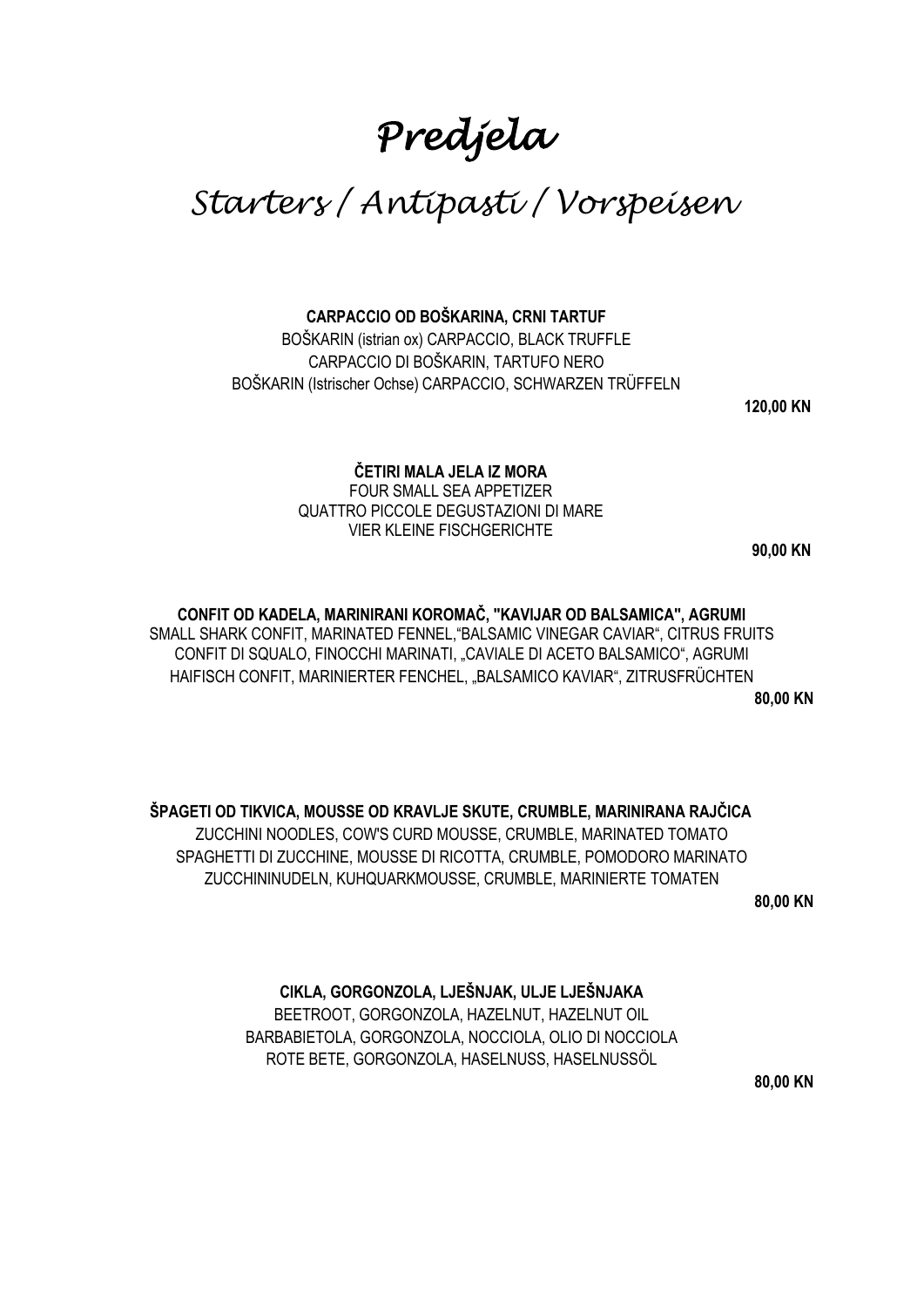# *Predjela*

## *Starters / Antipasti / Vorspeisen*

**CARPACCIO OD BOŠKARINA, CRNI TARTUF**
BOŠKARIN (istrian ox) CARPACCIO, BLACK TRUFFLE
CARPACCIO DI BOŠKARIN, TARTUFO NERO
BOŠKARIN (Istrischer Ochse) CARPACCIO, SCHWARZEN TRÜFFELN

**120,00 KN**

**ČETIRI MALA JELA IZ MORA**
FOUR SMALL SEA APPETIZER
QUATTRO PICCOLE DEGUSTAZIONI DI MARE
VIER KLEINE FISCHGERICHTE

**90,00 KN**

**CONFIT OD KADELA, MARINIRANI KOROMAČ, "KAVIJAR OD BALSAMICA", AGRUMI**
SMALL SHARK CONFIT, MARINATED FENNEL,"BALSAMIC VINEGAR CAVIAR", CITRUS FRUITS
CONFIT DI SQUALO, FINOCCHI MARINATI, „CAVIALE DI ACETO BALSAMICO", AGRUMI
HAIFISCH CONFIT, MARINIERTER FENCHEL, „BALSAMICO KAVIAR", ZITRUSFRÜCHTEN

**80,00 KN**

**ŠPAGETI OD TIKVICA, MOUSSE OD KRAVLJE SKUTE, CRUMBLE, MARINIRANA RAJČICA**
ZUCCHINI NOODLES, COW'S CURD MOUSSE, CRUMBLE, MARINATED TOMATO
SPAGHETTI DI ZUCCHINE, MOUSSE DI RICOTTA, CRUMBLE, POMODORO MARINATO
ZUCCHININUDELN, KUHQUARKMOUSSE, CRUMBLE, MARINIERTE TOMATEN

**80,00 KN**

**CIKLA, GORGONZOLA, LJEŠNJAK, ULJE LJEŠNJAKA**
BEETROOT, GORGONZOLA, HAZELNUT, HAZELNUT OIL
BARBABIETOLA, GORGONZOLA, NOCCIOLA, OLIO DI NOCCIOLA
ROTE BETE, GORGONZOLA, HASELNUSS, HASELNUSSÖL

**80,00 KN**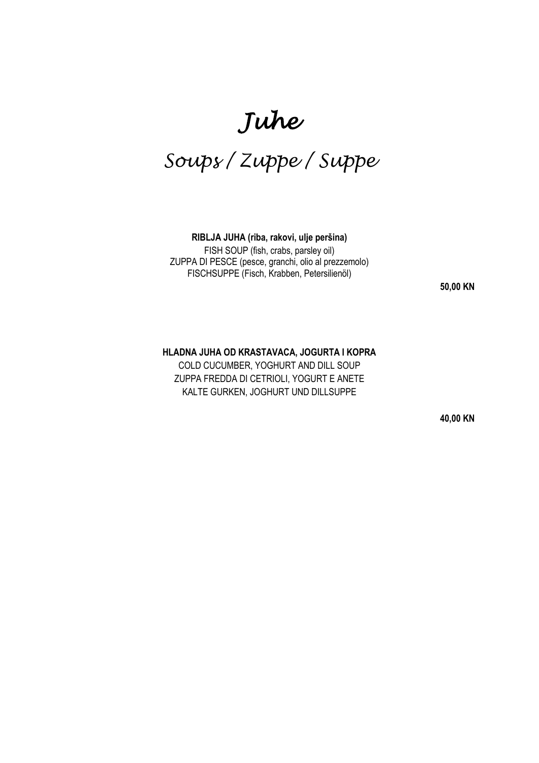# *Juhe*

## *Soups / Zuppe / Suppe*

**RIBLJA JUHA (riba, rakovi, ulje peršina)**
FISH SOUP (fish, crabs, parsley oil)
ZUPPA DI PESCE (pesce, granchi, olio al prezzemolo)
FISCHSUPPE (Fisch, Krabben, Petersilienöl)

**50,00 KN**

**HLADNA JUHA OD KRASTAVACA, JOGURTA I KOPRA**
COLD CUCUMBER, YOGHURT AND DILL SOUP
ZUPPA FREDDA DI CETRIOLI, YOGURT E ANETE
KALTE GURKEN, JOGHURT UND DILLSUPPE

**40,00 KN**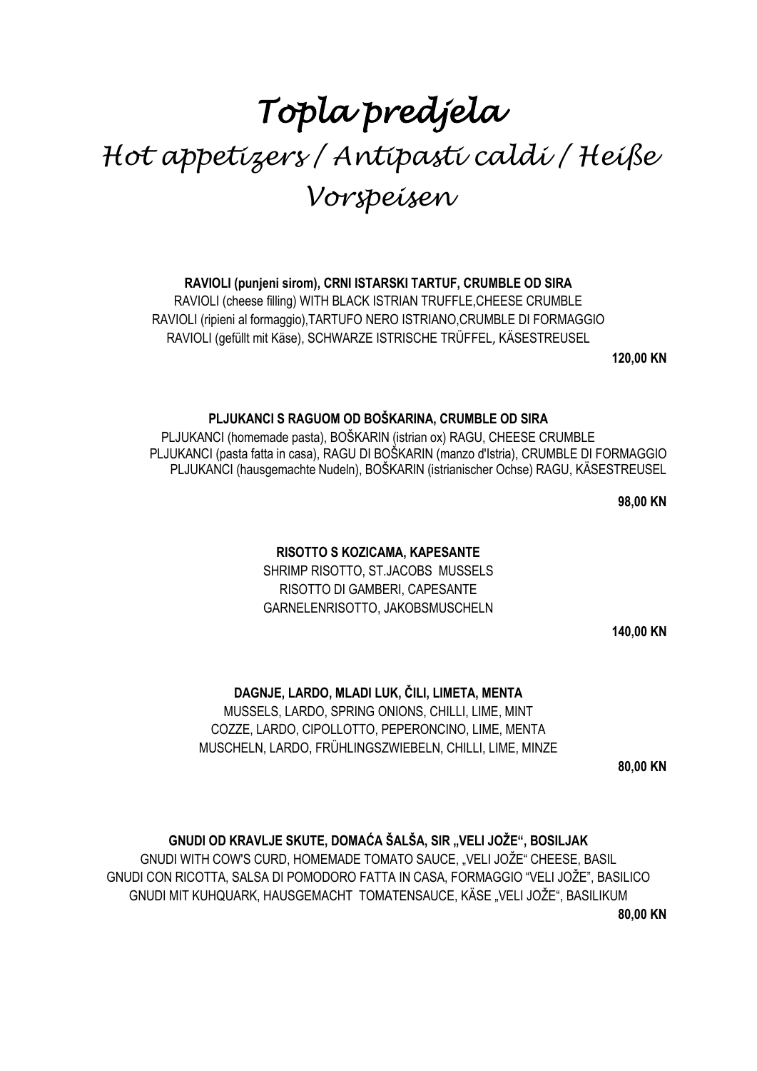# *Topla predjela*

## *Hot appetizers / Antipasti caldi / Heiße Vorspeisen*

**RAVIOLI (punjeni sirom), CRNI ISTARSKI TARTUF, CRUMBLE OD SIRA**
RAVIOLI (cheese filling) WITH BLACK ISTRIAN TRUFFLE,CHEESE CRUMBLE
RAVIOLI (ripieni al formaggio),TARTUFO NERO ISTRIANO,CRUMBLE DI FORMAGGIO
RAVIOLI (gefüllt mit Käse), SCHWARZE ISTRISCHE TRÜFFEL, KÄSESTREUSEL

**120,00 KN**

**PLJUKANCI S RAGUOM OD BOŠKARINA, CRUMBLE OD SIRA**
PLJUKANCI (homemade pasta), BOŠKARIN (istrian ox) RAGU, CHEESE CRUMBLE
PLJUKANCI (pasta fatta in casa), RAGU DI BOŠKARIN (manzo d'Istria), CRUMBLE DI FORMAGGIO
PLJUKANCI (hausgemachte Nudeln), BOŠKARIN (istrianischer Ochse) RAGU, KÄSESTREUSEL

**98,00 KN**

**RISOTTO S KOZICAMA, KAPESANTE**
SHRIMP RISOTTO, ST.JACOBS MUSSELS
RISOTTO DI GAMBERI, CAPESANTE
GARNELENRISOTTO, JAKOBSMUSCHELN

**140,00 KN**

**DAGNJE, LARDO, MLADI LUK, ČILI, LIMETA, MENTA**
MUSSELS, LARDO, SPRING ONIONS, CHILLI, LIME, MINT
COZZE, LARDO, CIPOLLOTTO, PEPERONCINO, LIME, MENTA
MUSCHELN, LARDO, FRÜHLINGSZWIEBELN, CHILLI, LIME, MINZE

**80,00 KN**

**GNUDI OD KRAVLJE SKUTE, DOMAĆA ŠALŠA, SIR „VELI JOŽE", BOSILJAK**
GNUDI WITH COW'S CURD, HOMEMADE TOMATO SAUCE, „VELI JOŽE" CHEESE, BASIL
GNUDI CON RICOTTA, SALSA DI POMODORO FATTA IN CASA, FORMAGGIO "VELI JOŽE", BASILICO
GNUDI MIT KUHQUARK, HAUSGEMACHT TOMATENSAUCE, KÄSE „VELI JOŽE", BASILIKUM

**80,00 KN**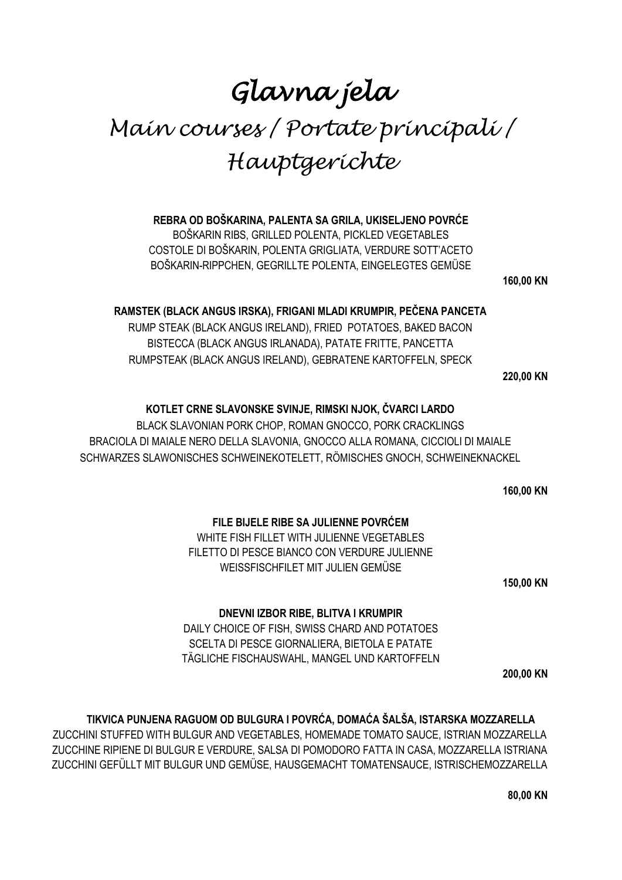# *Glavna jela*

## *Main courses / Portate principali / Hauptgerichte*

**REBRA OD BOŠKARINA, PALENTA SA GRILA, UKISELJENO POVRĆE**
BOŠKARIN RIBS, GRILLED POLENTA, PICKLED VEGETABLES
COSTOLE DI BOŠKARIN, POLENTA GRIGLIATA, VERDURE SOTT'ACETO
BOŠKARIN-RIPPCHEN, GEGRILLTE POLENTA, EINGELEGTES GEMÜSE

**160,00 KN**

**RAMSTEK (BLACK ANGUS IRSKA), FRIGANI MLADI KRUMPIR, PEČENA PANCETA**
RUMP STEAK (BLACK ANGUS IRELAND), FRIED POTATOES, BAKED BACON
BISTECCA (BLACK ANGUS IRLANADA), PATATE FRITTE, PANCETTA
RUMPSTEAK (BLACK ANGUS IRELAND), GEBRATENE KARTOFFELN, SPECK

**220,00 KN**

**KOTLET CRNE SLAVONSKE SVINJE, RIMSKI NJOK, ČVARCI LARDO**
BLACK SLAVONIAN PORK CHOP, ROMAN GNOCCO, PORK CRACKLINGS
BRACIOLA DI MAIALE NERO DELLA SLAVONIA, GNOCCO ALLA ROMANA, CICCIOLI DI MAIALE
SCHWARZES SLAWONISCHES SCHWEINEKOTELETT, RÖMISCHES GNOCH, SCHWEINEKNACKEL

**160,00 KN**

**FILE BIJELE RIBE SA JULIENNE POVRĆEM**
WHITE FISH FILLET WITH JULIENNE VEGETABLES
FILETTO DI PESCE BIANCO CON VERDURE JULIENNE
WEISSFISCHFILET MIT JULIEN GEMÜSE

**150,00 KN**

**DNEVNI IZBOR RIBE, BLITVA I KRUMPIR**
DAILY CHOICE OF FISH, SWISS CHARD AND POTATOES
SCELTA DI PESCE GIORNALIERA, BIETOLA E PATATE
TÄGLICHE FISCHAUSWAHL, MANGEL UND KARTOFFELN

**200,00 KN**

**TIKVICA PUNJENA RAGUOM OD BULGURA I POVRĆA, DOMAĆA ŠALŠA, ISTARSKA MOZZARELLA**
ZUCCHINI STUFFED WITH BULGUR AND VEGETABLES, HOMEMADE TOMATO SAUCE, ISTRIAN MOZZARELLA
ZUCCHINE RIPIENE DI BULGUR E VERDURE, SALSA DI POMODORO FATTA IN CASA, MOZZARELLA ISTRIANA
ZUCCHINI GEFÜLLT MIT BULGUR UND GEMÜSE, HAUSGEMACHT TOMATENSAUCE, ISTRISCHEMOZZARELLA

**80,00 KN**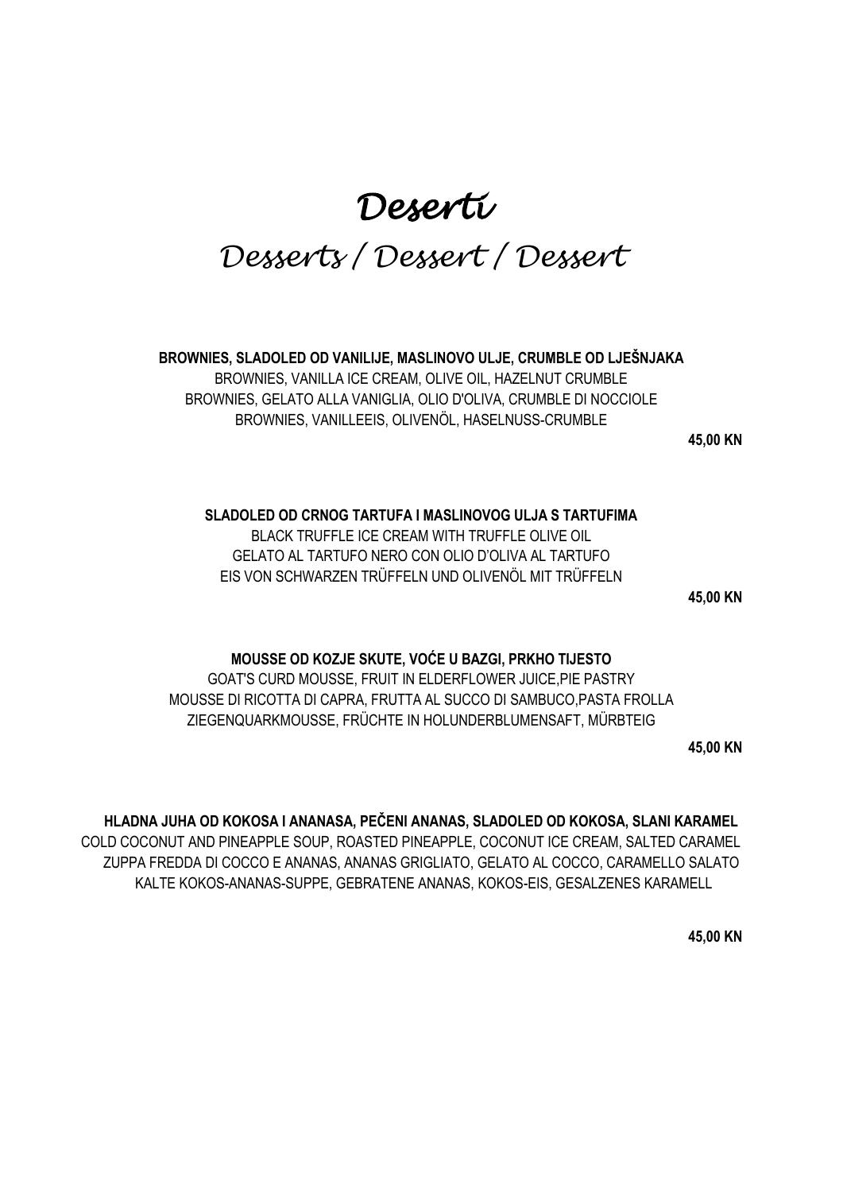# *Deserti*

## *Desserts / Dessert / Dessert*

**BROWNIES, SLADOLED OD VANILIJE, MASLINOVO ULJE, CRUMBLE OD LJEŠNJAKA**
BROWNIES, VANILLA ICE CREAM, OLIVE OIL, HAZELNUT CRUMBLE
BROWNIES, GELATO ALLA VANIGLIA, OLIO D'OLIVA, CRUMBLE DI NOCCIOLE
BROWNIES, VANILLEEIS, OLIVENÖL, HASELNUSS-CRUMBLE

**45,00 KN**

**SLADOLED OD CRNOG TARTUFA I MASLINOVOG ULJA S TARTUFIMA**
BLACK TRUFFLE ICE CREAM WITH TRUFFLE OLIVE OIL
GELATO AL TARTUFO NERO CON OLIO D'OLIVA AL TARTUFO
EIS VON SCHWARZEN TRÜFFELN UND OLIVENÖL MIT TRÜFFELN

**45,00 KN**

**MOUSSE OD KOZJE SKUTE, VOĆE U BAZGI, PRKHO TIJESTO**
GOAT'S CURD MOUSSE, FRUIT IN ELDERFLOWER JUICE,PIE PASTRY
MOUSSE DI RICOTTA DI CAPRA, FRUTTA AL SUCCO DI SAMBUCO,PASTA FROLLA
ZIEGENQUARKMOUSSE, FRÜCHTE IN HOLUNDERBLUMENSAFT, MÜRBTEIG

**45,00 KN**

**HLADNA JUHA OD KOKOSA I ANANASA, PEČENI ANANAS, SLADOLED OD KOKOSA, SLANI KARAMEL**
COLD COCONUT AND PINEAPPLE SOUP, ROASTED PINEAPPLE, COCONUT ICE CREAM, SALTED CARAMEL
ZUPPA FREDDA DI COCCO E ANANAS, ANANAS GRIGLIATO, GELATO AL COCCO, CARAMELLO SALATO
KALTE KOKOS-ANANAS-SUPPE, GEBRATENE ANANAS, KOKOS-EIS, GESALZENES KARAMELL

**45,00 KN**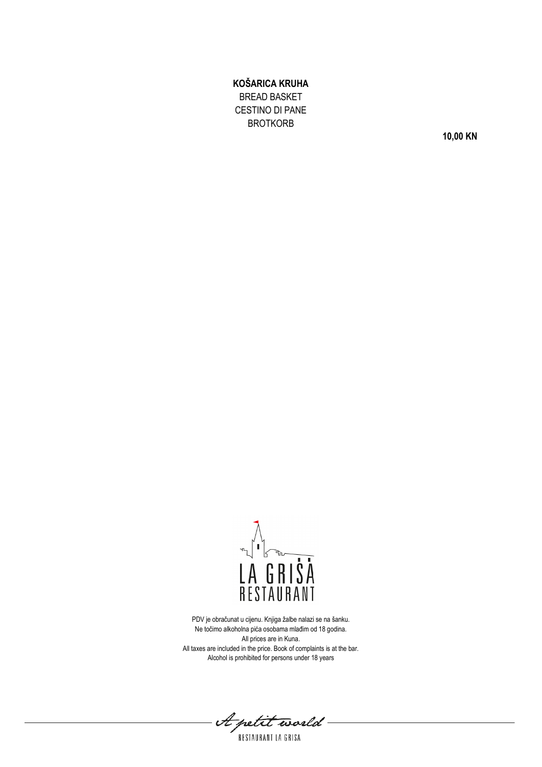**KOŠARICA KRUHA**
BREAD BASKET
CESTINO DI PANE
BROTKORB

**10,00 KN**

LA GRIŠA
RESTAURANT

PDV je obračunat u cijenu. Knjiga žalbe nalazi se na šanku.
Ne točimo alkoholna pića osobama mlađim od 18 godina.
All prices are in Kuna.
All taxes are included in the price. Book of complaints is at the bar.
Alcohol is prohibited for persons under 18 years